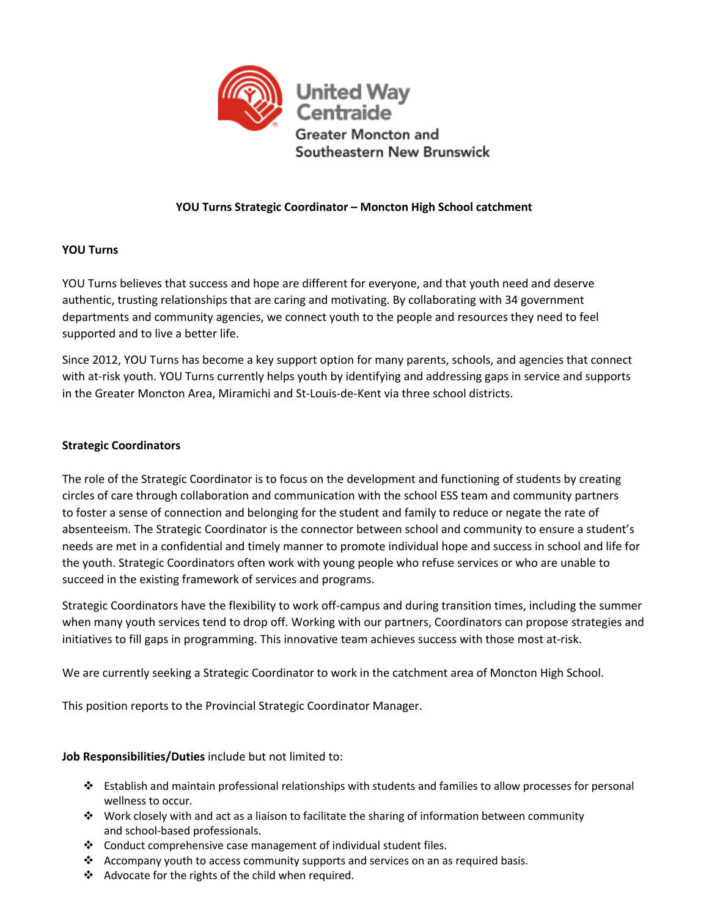United Way
Centraide
Greater Moncton and
Southeastern New Brunswick

**YOU Turns Strategic Coordinator – Moncton High School catchment**

**YOU Turns**

YOU Turns believes that success and hope are different for everyone, and that youth need and deserve authentic, trusting relationships that are caring and motivating. By collaborating with 34 government departments and community agencies, we connect youth to the people and resources they need to feel supported and to live a better life.

Since 2012, YOU Turns has become a key support option for many parents, schools, and agencies that connect with at-risk youth. YOU Turns currently helps youth by identifying and addressing gaps in service and supports in the Greater Moncton Area, Miramichi and St-Louis-de-Kent via three school districts.

**Strategic Coordinators**

The role of the Strategic Coordinator is to focus on the development and functioning of students by creating circles of care through collaboration and communication with the school ESS team and community partners to foster a sense of connection and belonging for the student and family to reduce or negate the rate of absenteeism. The Strategic Coordinator is the connector between school and community to ensure a student's needs are met in a confidential and timely manner to promote individual hope and success in school and life for the youth. Strategic Coordinators often work with young people who refuse services or who are unable to succeed in the existing framework of services and programs.

Strategic Coordinators have the flexibility to work off-campus and during transition times, including the summer when many youth services tend to drop off. Working with our partners, Coordinators can propose strategies and initiatives to fill gaps in programming. This innovative team achieves success with those most at-risk.

We are currently seeking a Strategic Coordinator to work in the catchment area of Moncton High School.

This position reports to the Provincial Strategic Coordinator Manager.

**Job Responsibilities/Duties** include but not limited to:

- Establish and maintain professional relationships with students and families to allow processes for personal wellness to occur.
- Work closely with and act as a liaison to facilitate the sharing of information between community and school-based professionals.
- Conduct comprehensive case management of individual student files.
- Accompany youth to access community supports and services on an as required basis.
- Advocate for the rights of the child when required.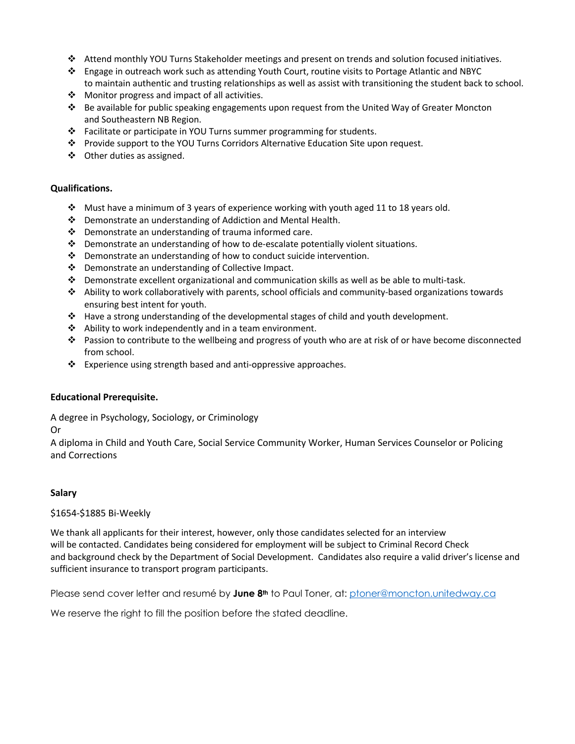- Attend monthly YOU Turns Stakeholder meetings and present on trends and solution focused initiatives.
- Engage in outreach work such as attending Youth Court, routine visits to Portage Atlantic and NBYC to maintain authentic and trusting relationships as well as assist with transitioning the student back to school.
- Monitor progress and impact of all activities.
- Be available for public speaking engagements upon request from the United Way of Greater Moncton and Southeastern NB Region.
- Facilitate or participate in YOU Turns summer programming for students.
- Provide support to the YOU Turns Corridors Alternative Education Site upon request.
- Other duties as assigned.

**Qualifications.**

- Must have a minimum of 3 years of experience working with youth aged 11 to 18 years old.
- Demonstrate an understanding of Addiction and Mental Health.
- Demonstrate an understanding of trauma informed care.
- Demonstrate an understanding of how to de-escalate potentially violent situations.
- Demonstrate an understanding of how to conduct suicide intervention.
- Demonstrate an understanding of Collective Impact.
- Demonstrate excellent organizational and communication skills as well as be able to multi-task.
- Ability to work collaboratively with parents, school officials and community-based organizations towards ensuring best intent for youth.
- Have a strong understanding of the developmental stages of child and youth development.
- Ability to work independently and in a team environment.
- Passion to contribute to the wellbeing and progress of youth who are at risk of or have become disconnected from school.
- Experience using strength based and anti-oppressive approaches.

**Educational Prerequisite.**

A degree in Psychology, Sociology, or Criminology

Or

A diploma in Child and Youth Care, Social Service Community Worker, Human Services Counselor or Policing and Corrections

**Salary**

$1654-$1885 Bi-Weekly

We thank all applicants for their interest, however, only those candidates selected for an interview will be contacted. Candidates being considered for employment will be subject to Criminal Record Check and background check by the Department of Social Development. Candidates also require a valid driver's license and sufficient insurance to transport program participants.

Please send cover letter and resumé by **June 8th** to Paul Toner, at: ptoner@moncton.unitedway.ca

We reserve the right to fill the position before the stated deadline.